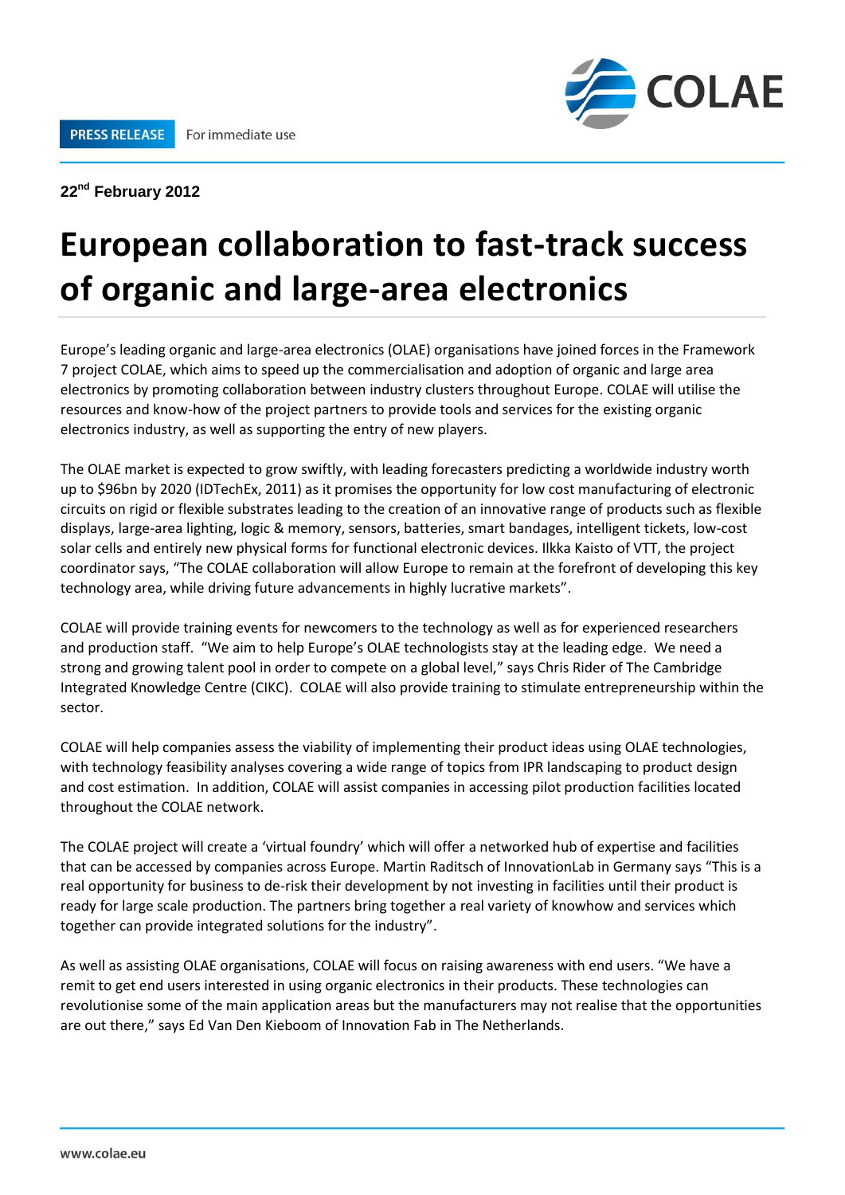**PRESS RELEASE** For immediate use

**22nd February 2012**

# European collaboration to fast-track success of organic and large-area electronics

Europe's leading organic and large-area electronics (OLAE) organisations have joined forces in the Framework 7 project COLAE, which aims to speed up the commercialisation and adoption of organic and large area electronics by promoting collaboration between industry clusters throughout Europe. COLAE will utilise the resources and know-how of the project partners to provide tools and services for the existing organic electronics industry, as well as supporting the entry of new players.

The OLAE market is expected to grow swiftly, with leading forecasters predicting a worldwide industry worth up to $96bn by 2020 (IDTechEx, 2011) as it promises the opportunity for low cost manufacturing of electronic circuits on rigid or flexible substrates leading to the creation of an innovative range of products such as flexible displays, large-area lighting, logic & memory, sensors, batteries, smart bandages, intelligent tickets, low-cost solar cells and entirely new physical forms for functional electronic devices. Ilkka Kaisto of VTT, the project coordinator says, "The COLAE collaboration will allow Europe to remain at the forefront of developing this key technology area, while driving future advancements in highly lucrative markets".

COLAE will provide training events for newcomers to the technology as well as for experienced researchers and production staff. "We aim to help Europe's OLAE technologists stay at the leading edge. We need a strong and growing talent pool in order to compete on a global level," says Chris Rider of The Cambridge Integrated Knowledge Centre (CIKC). COLAE will also provide training to stimulate entrepreneurship within the sector.

COLAE will help companies assess the viability of implementing their product ideas using OLAE technologies, with technology feasibility analyses covering a wide range of topics from IPR landscaping to product design and cost estimation. In addition, COLAE will assist companies in accessing pilot production facilities located throughout the COLAE network.

The COLAE project will create a 'virtual foundry' which will offer a networked hub of expertise and facilities that can be accessed by companies across Europe. Martin Raditsch of InnovationLab in Germany says "This is a real opportunity for business to de-risk their development by not investing in facilities until their product is ready for large scale production. The partners bring together a real variety of knowhow and services which together can provide integrated solutions for the industry".

As well as assisting OLAE organisations, COLAE will focus on raising awareness with end users. "We have a remit to get end users interested in using organic electronics in their products. These technologies can revolutionise some of the main application areas but the manufacturers may not realise that the opportunities are out there," says Ed Van Den Kieboom of Innovation Fab in The Netherlands.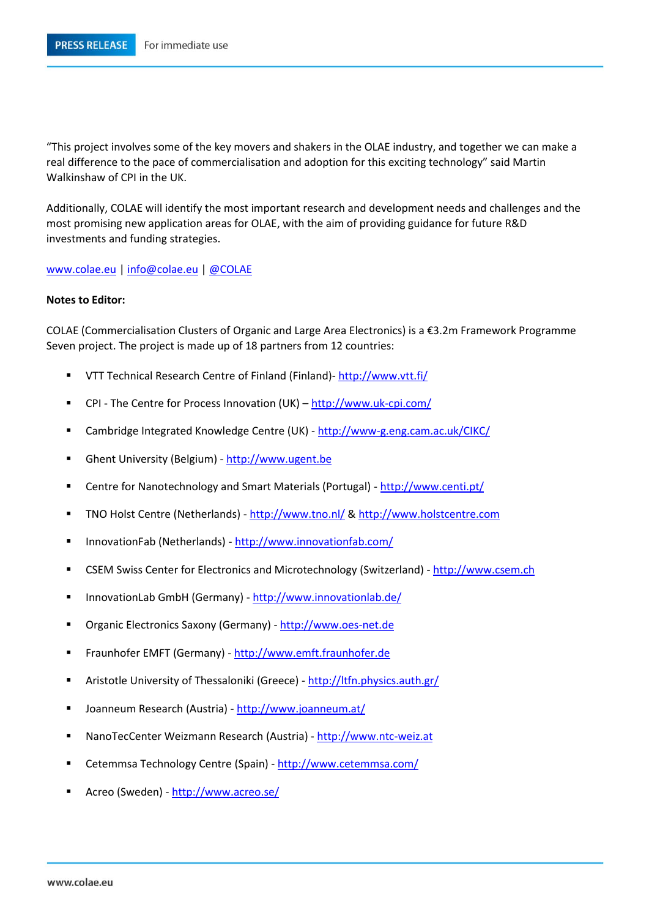"This project involves some of the key movers and shakers in the OLAE industry, and together we can make a real difference to the pace of commercialisation and adoption for this exciting technology" said Martin Walkinshaw of CPI in the UK.

Additionally, COLAE will identify the most important research and development needs and challenges and the most promising new application areas for OLAE, with the aim of providing guidance for future R&D investments and funding strategies.

www.colae.eu | info@colae.eu | @COLAE

**Notes to Editor:**

COLAE (Commercialisation Clusters of Organic and Large Area Electronics) is a €3.2m Framework Programme Seven project. The project is made up of 18 partners from 12 countries:

- VTT Technical Research Centre of Finland (Finland)- http://www.vtt.fi/
- CPI - The Centre for Process Innovation (UK) – http://www.uk-cpi.com/
- Cambridge Integrated Knowledge Centre (UK) - http://www-g.eng.cam.ac.uk/CIKC/
- Ghent University (Belgium) - http://www.ugent.be
- Centre for Nanotechnology and Smart Materials (Portugal) - http://www.centi.pt/
- TNO Holst Centre (Netherlands) - http://www.tno.nl/ & http://www.holstcentre.com
- InnovationFab (Netherlands) - http://www.innovationfab.com/
- CSEM Swiss Center for Electronics and Microtechnology (Switzerland) - http://www.csem.ch
- InnovationLab GmbH (Germany) - http://www.innovationlab.de/
- Organic Electronics Saxony (Germany) - http://www.oes-net.de
- Fraunhofer EMFT (Germany) - http://www.emft.fraunhofer.de
- Aristotle University of Thessaloniki (Greece) - http://ltfn.physics.auth.gr/
- Joanneum Research (Austria) - http://www.joanneum.at/
- NanoTecCenter Weizmann Research (Austria) - http://www.ntc-weiz.at
- Cetemmsa Technology Centre (Spain) - http://www.cetemmsa.com/
- Acreo (Sweden) - http://www.acreo.se/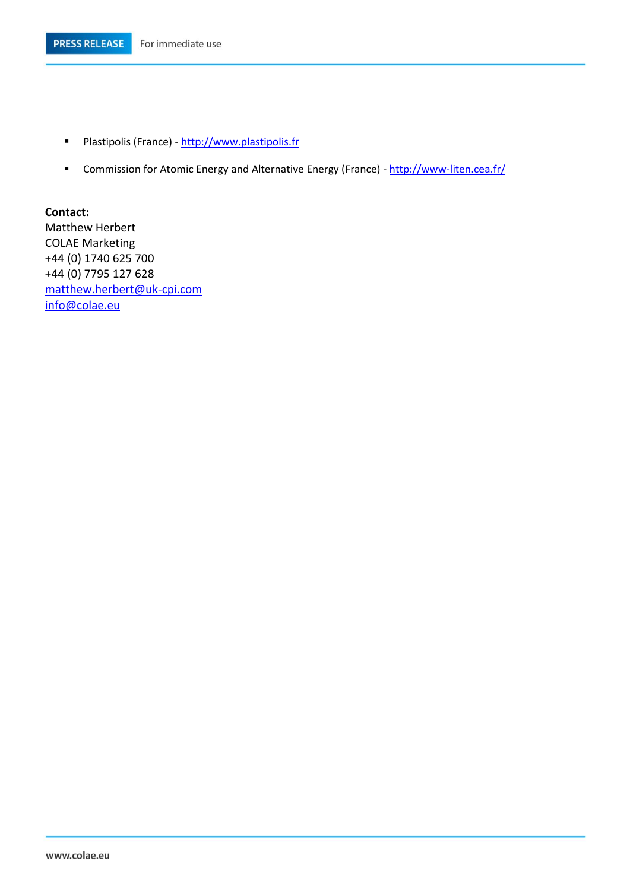- Plastipolis (France) - http://www.plastipolis.fr
- Commission for Atomic Energy and Alternative Energy (France) - http://www-liten.cea.fr/

**Contact:**
Matthew Herbert
COLAE Marketing
+44 (0) 1740 625 700
+44 (0) 7795 127 628
matthew.herbert@uk-cpi.com
info@colae.eu